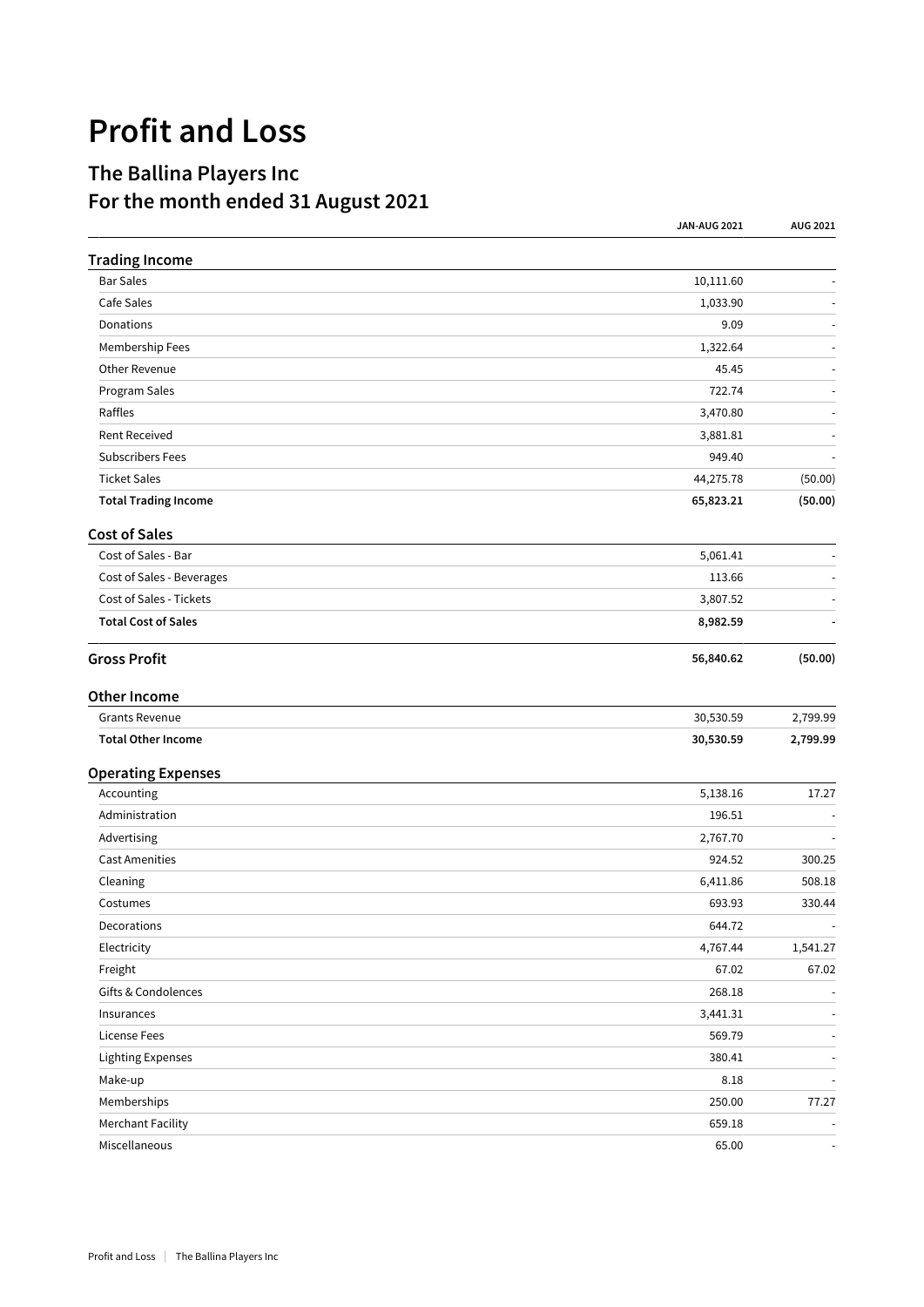# Profit and Loss

## The Ballina Players Inc
## For the month ended 31 August 2021

| | JAN-AUG 2021 | AUG 2021 |
|---|---|---|
| **Trading Income** | | |
| Bar Sales | 10,111.60 | - |
| Cafe Sales | 1,033.90 | - |
| Donations | 9.09 | - |
| Membership Fees | 1,322.64 | - |
| Other Revenue | 45.45 | - |
| Program Sales | 722.74 | - |
| Raffles | 3,470.80 | - |
| Rent Received | 3,881.81 | - |
| Subscribers Fees | 949.40 | - |
| Ticket Sales | 44,275.78 | (50.00) |
| **Total Trading Income** | **65,823.21** | **(50.00)** |
| **Cost of Sales** | | |
| Cost of Sales - Bar | 5,061.41 | - |
| Cost of Sales - Beverages | 113.66 | - |
| Cost of Sales - Tickets | 3,807.52 | - |
| **Total Cost of Sales** | **8,982.59** | **-** |
| **Gross Profit** | **56,840.62** | **(50.00)** |
| **Other Income** | | |
| Grants Revenue | 30,530.59 | 2,799.99 |
| **Total Other Income** | **30,530.59** | **2,799.99** |
| **Operating Expenses** | | |
| Accounting | 5,138.16 | 17.27 |
| Administration | 196.51 | - |
| Advertising | 2,767.70 | - |
| Cast Amenities | 924.52 | 300.25 |
| Cleaning | 6,411.86 | 508.18 |
| Costumes | 693.93 | 330.44 |
| Decorations | 644.72 | - |
| Electricity | 4,767.44 | 1,541.27 |
| Freight | 67.02 | 67.02 |
| Gifts & Condolences | 268.18 | - |
| Insurances | 3,441.31 | - |
| License Fees | 569.79 | - |
| Lighting Expenses | 380.41 | - |
| Make-up | 8.18 | - |
| Memberships | 250.00 | 77.27 |
| Merchant Facility | 659.18 | - |
| Miscellaneous | 65.00 | - |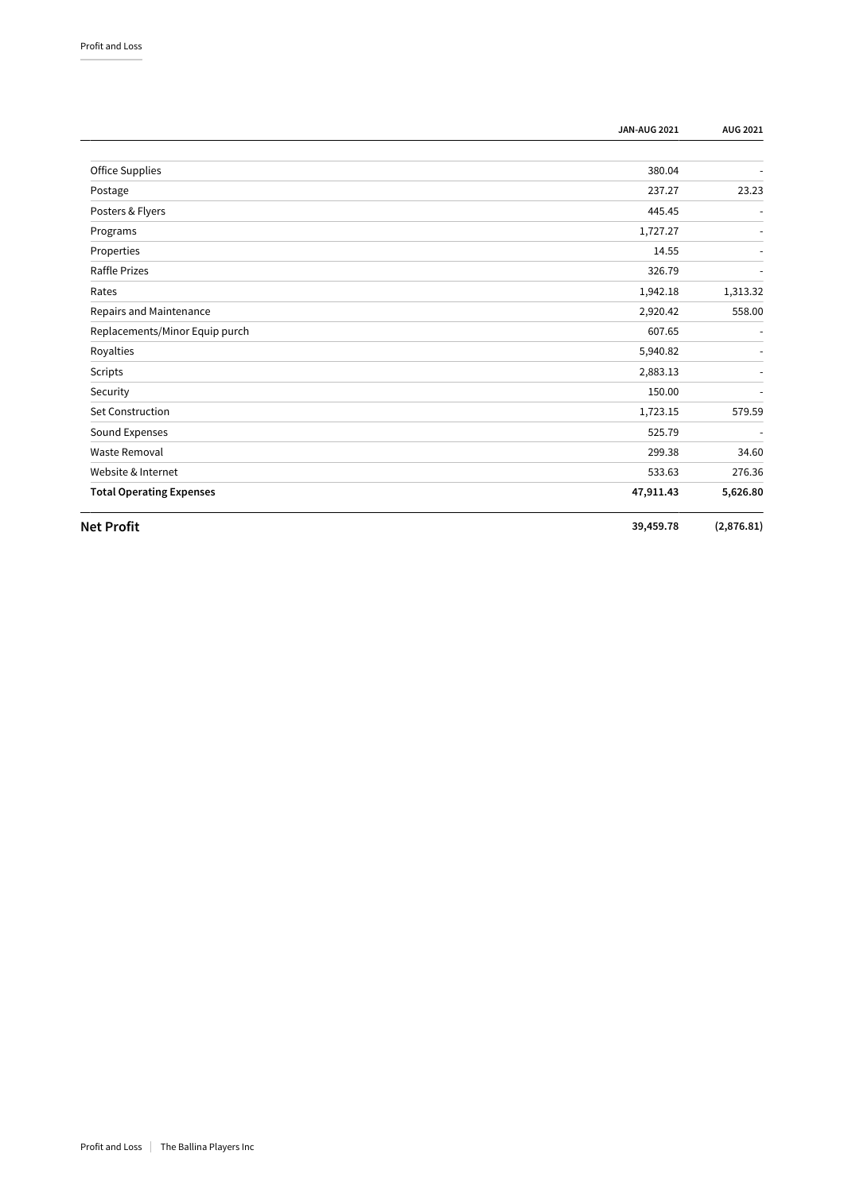| | JAN-AUG 2021 | AUG 2021 |
|---|---|---|
| Office Supplies | 380.04 | - |
| Postage | 237.27 | 23.23 |
| Posters & Flyers | 445.45 | - |
| Programs | 1,727.27 | - |
| Properties | 14.55 | - |
| Raffle Prizes | 326.79 | - |
| Rates | 1,942.18 | 1,313.32 |
| Repairs and Maintenance | 2,920.42 | 558.00 |
| Replacements/Minor Equip purch | 607.65 | - |
| Royalties | 5,940.82 | - |
| Scripts | 2,883.13 | - |
| Security | 150.00 | - |
| Set Construction | 1,723.15 | 579.59 |
| Sound Expenses | 525.79 | - |
| Waste Removal | 299.38 | 34.60 |
| Website & Internet | 533.63 | 276.36 |
| **Total Operating Expenses** | **47,911.43** | **5,626.80** |
| **Net Profit** | **39,459.78** | **(2,876.81)** |